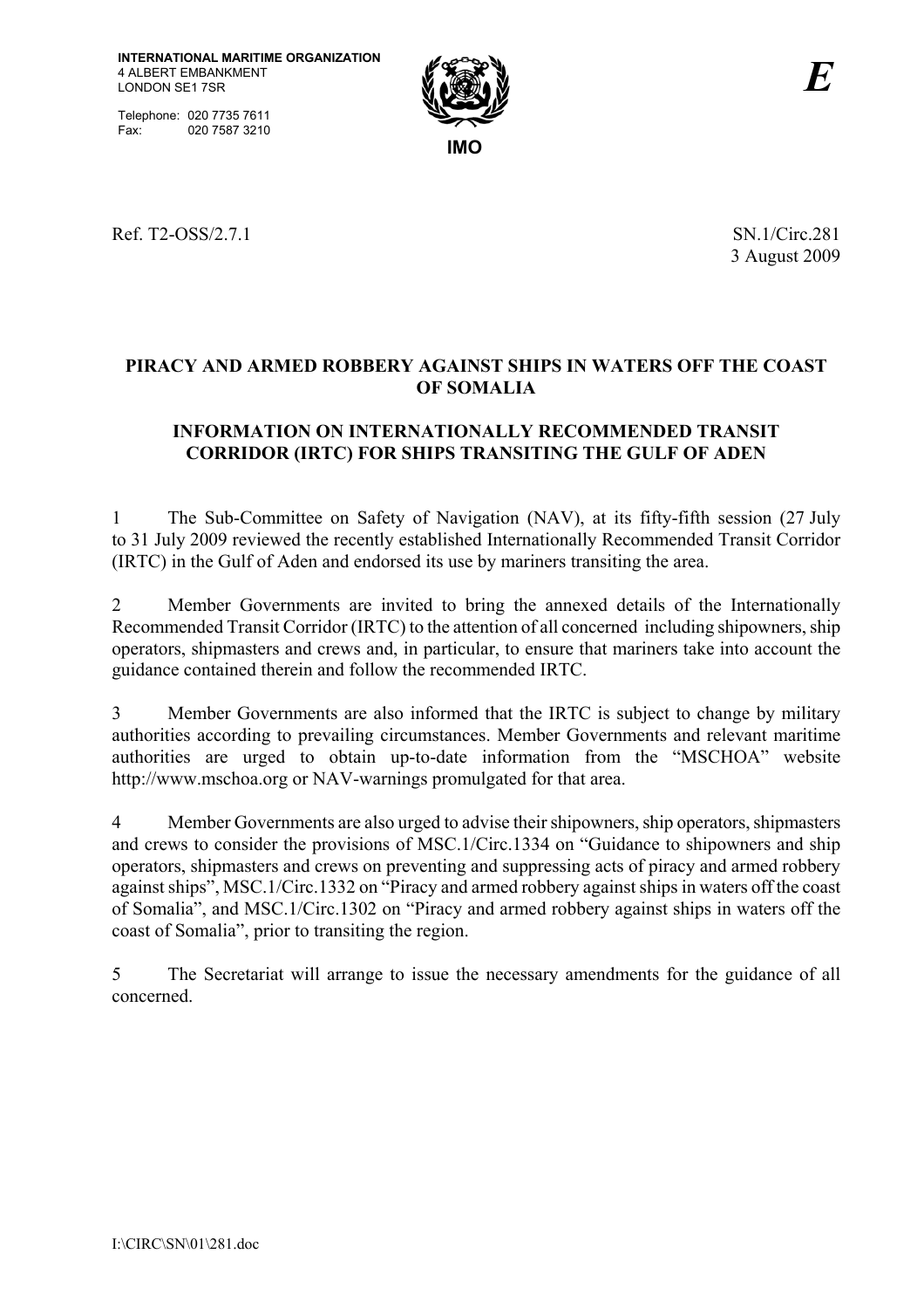**INTERNATIONAL MARITIME ORGANIZATION**
4 ALBERT EMBANKMENT
LONDON SE1 7SR

Telephone: 020 7735 7611
Fax: 020 7587 3210

IMO

*E*

Ref. T2-OSS/2.7.1

SN.1/Circ.281
3 August 2009

## PIRACY AND ARMED ROBBERY AGAINST SHIPS IN WATERS OFF THE COAST OF SOMALIA

## INFORMATION ON INTERNATIONALLY RECOMMENDED TRANSIT CORRIDOR (IRTC) FOR SHIPS TRANSITING THE GULF OF ADEN

1 The Sub-Committee on Safety of Navigation (NAV), at its fifty-fifth session (27 July to 31 July 2009 reviewed the recently established Internationally Recommended Transit Corridor (IRTC) in the Gulf of Aden and endorsed its use by mariners transiting the area.

2 Member Governments are invited to bring the annexed details of the Internationally Recommended Transit Corridor (IRTC) to the attention of all concerned including shipowners, ship operators, shipmasters and crews and, in particular, to ensure that mariners take into account the guidance contained therein and follow the recommended IRTC.

3 Member Governments are also informed that the IRTC is subject to change by military authorities according to prevailing circumstances. Member Governments and relevant maritime authorities are urged to obtain up-to-date information from the "MSCHOA" website http://www.mschoa.org or NAV-warnings promulgated for that area.

4 Member Governments are also urged to advise their shipowners, ship operators, shipmasters and crews to consider the provisions of MSC.1/Circ.1334 on "Guidance to shipowners and ship operators, shipmasters and crews on preventing and suppressing acts of piracy and armed robbery against ships", MSC.1/Circ.1332 on "Piracy and armed robbery against ships in waters off the coast of Somalia", and MSC.1/Circ.1302 on "Piracy and armed robbery against ships in waters off the coast of Somalia", prior to transiting the region.

5 The Secretariat will arrange to issue the necessary amendments for the guidance of all concerned.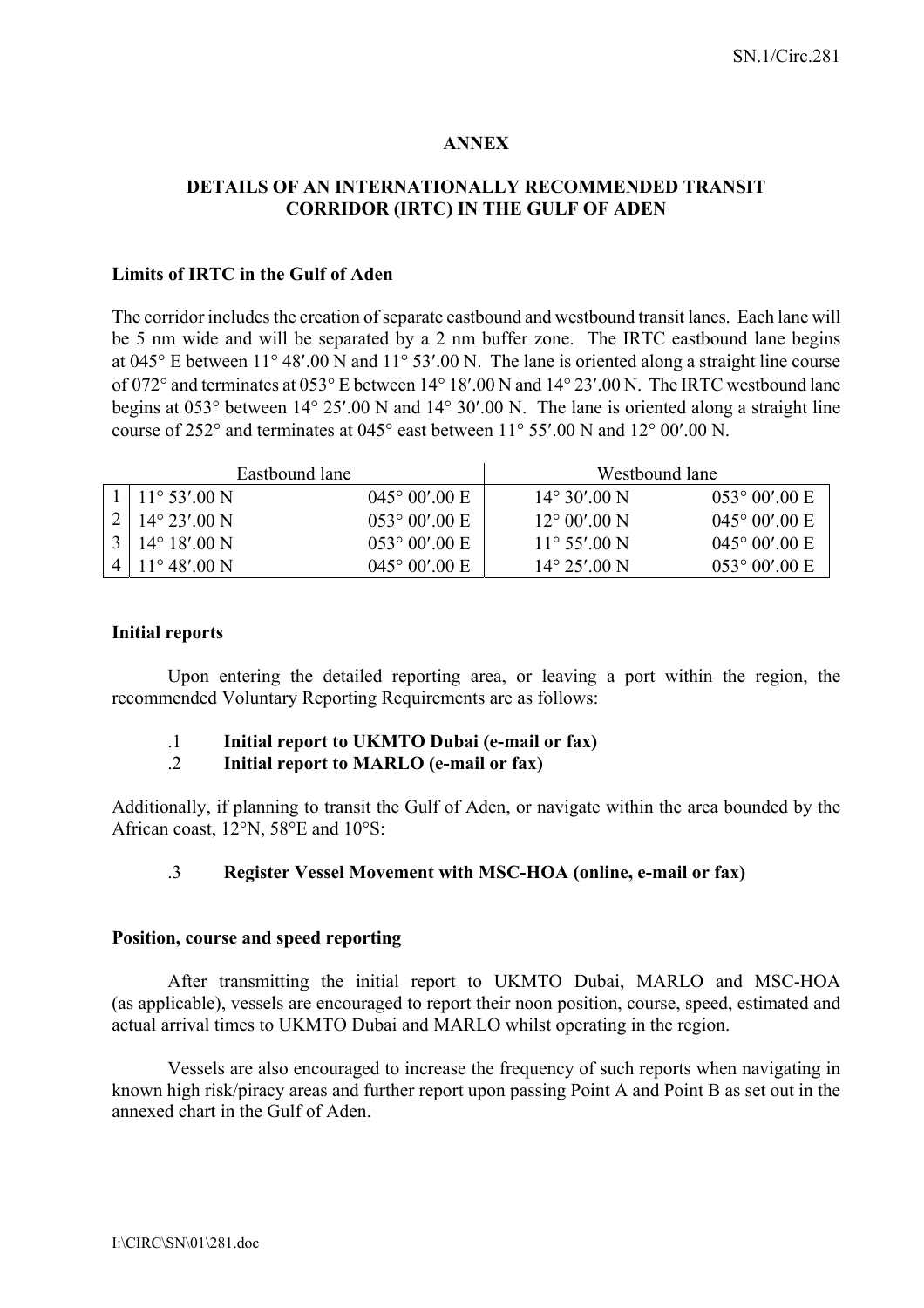## ANNEX

## DETAILS OF AN INTERNATIONALLY RECOMMENDED TRANSIT CORRIDOR (IRTC) IN THE GULF OF ADEN

### Limits of IRTC in the Gulf of Aden

The corridor includes the creation of separate eastbound and westbound transit lanes. Each lane will be 5 nm wide and will be separated by a 2 nm buffer zone. The IRTC eastbound lane begins at 045° E between 11° 48′.00 N and 11° 53′.00 N. The lane is oriented along a straight line course of 072° and terminates at 053° E between 14° 18′.00 N and 14° 23′.00 N. The IRTC westbound lane begins at 053° between 14° 25′.00 N and 14° 30′.00 N. The lane is oriented along a straight line course of 252° and terminates at 045° east between 11° 55′.00 N and 12° 00′.00 N.

| | Eastbound lane | | Westbound lane | |
|---|---|---|---|---|
| 1 | 11° 53′.00 N | 045° 00′.00 E | 14° 30′.00 N | 053° 00′.00 E |
| 2 | 14° 23′.00 N | 053° 00′.00 E | 12° 00′.00 N | 045° 00′.00 E |
| 3 | 14° 18′.00 N | 053° 00′.00 E | 11° 55′.00 N | 045° 00′.00 E |
| 4 | 11° 48′.00 N | 045° 00′.00 E | 14° 25′.00 N | 053° 00′.00 E |

### Initial reports

Upon entering the detailed reporting area, or leaving a port within the region, the recommended Voluntary Reporting Requirements are as follows:

.1 **Initial report to UKMTO Dubai (e-mail or fax)**

.2 **Initial report to MARLO (e-mail or fax)**

Additionally, if planning to transit the Gulf of Aden, or navigate within the area bounded by the African coast, 12°N, 58°E and 10°S:

.3 **Register Vessel Movement with MSC-HOA (online, e-mail or fax)**

### Position, course and speed reporting

After transmitting the initial report to UKMTO Dubai, MARLO and MSC-HOA (as applicable), vessels are encouraged to report their noon position, course, speed, estimated and actual arrival times to UKMTO Dubai and MARLO whilst operating in the region.

Vessels are also encouraged to increase the frequency of such reports when navigating in known high risk/piracy areas and further report upon passing Point A and Point B as set out in the annexed chart in the Gulf of Aden.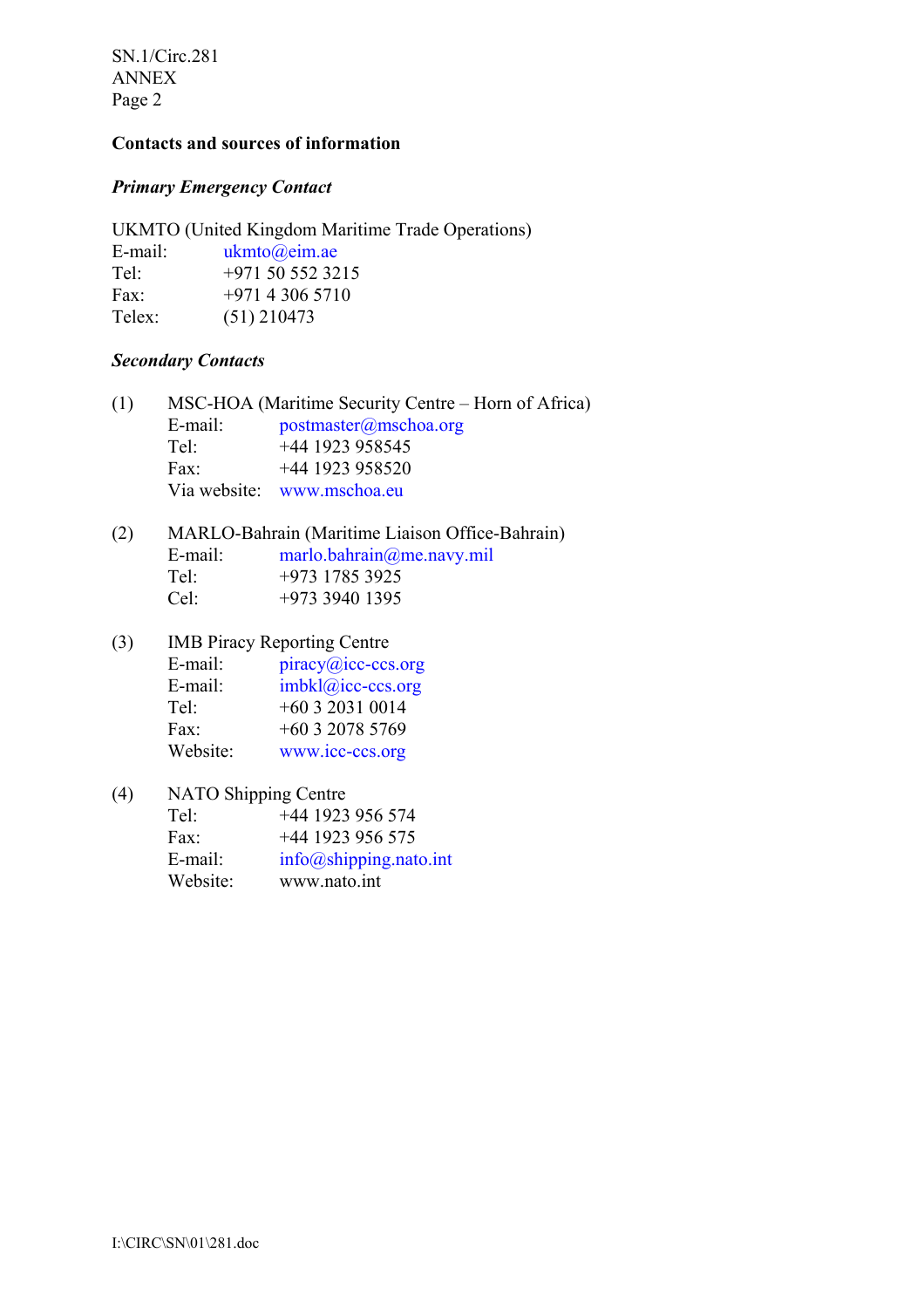## Contacts and sources of information

### *Primary Emergency Contact*

UKMTO (United Kingdom Maritime Trade Operations)
E-mail: ukmto@eim.ae
Tel: +971 50 552 3215
Fax: +971 4 306 5710
Telex: (51) 210473

### *Secondary Contacts*

(1) MSC-HOA (Maritime Security Centre – Horn of Africa)
E-mail: postmaster@mschoa.org
Tel: +44 1923 958545
Fax: +44 1923 958520
Via website: www.mschoa.eu

(2) MARLO-Bahrain (Maritime Liaison Office-Bahrain)
E-mail: marlo.bahrain@me.navy.mil
Tel: +973 1785 3925
Cel: +973 3940 1395

(3) IMB Piracy Reporting Centre
E-mail: piracy@icc-ccs.org
E-mail: imbkl@icc-ccs.org
Tel: +60 3 2031 0014
Fax: +60 3 2078 5769
Website: www.icc-ccs.org

(4) NATO Shipping Centre
Tel: +44 1923 956 574
Fax: +44 1923 956 575
E-mail: info@shipping.nato.int
Website: www.nato.int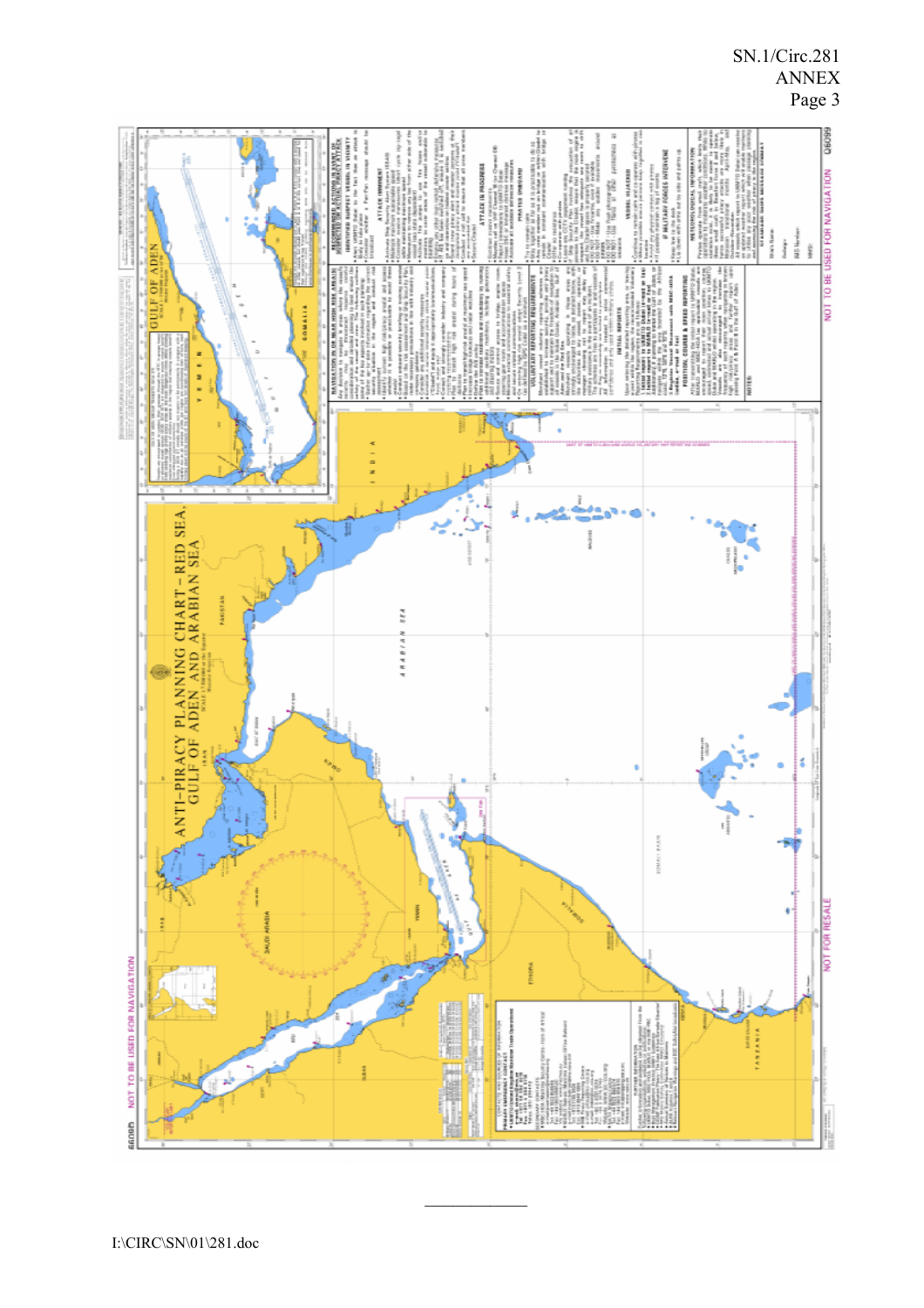ANTI-PIRACY PLANNING CHART – RED SEA, GULF OF ADEN AND ARABIAN SEA

GULF OF ADEN

NOT TO BE USED FOR NAVIGATION

NOT FOR RESALE

Q6099